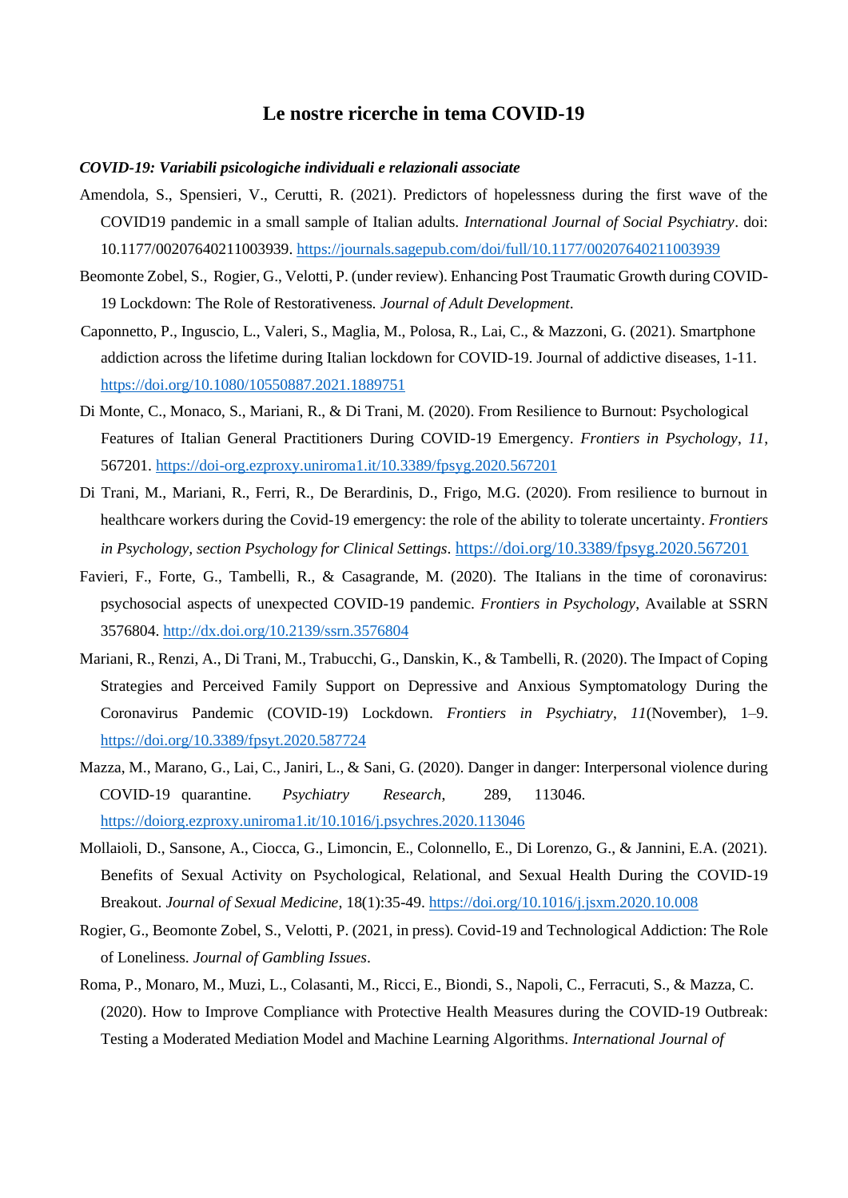# Le nostre ricerche in tema COVID-19

***COVID-19: Variabili psicologiche individuali e relazionali associate***

Amendola, S., Spensieri, V., Cerutti, R. (2021). Predictors of hopelessness during the first wave of the COVID19 pandemic in a small sample of Italian adults. *International Journal of Social Psychiatry*. doi: 10.1177/00207640211003939. https://journals.sagepub.com/doi/full/10.1177/00207640211003939

Beomonte Zobel, S., Rogier, G., Velotti, P. (under review). Enhancing Post Traumatic Growth during COVID-19 Lockdown: The Role of Restorativeness. *Journal of Adult Development*.

Caponnetto, P., Inguscio, L., Valeri, S., Maglia, M., Polosa, R., Lai, C., & Mazzoni, G. (2021). Smartphone addiction across the lifetime during Italian lockdown for COVID-19. Journal of addictive diseases, 1-11. https://doi.org/10.1080/10550887.2021.1889751

Di Monte, C., Monaco, S., Mariani, R., & Di Trani, M. (2020). From Resilience to Burnout: Psychological Features of Italian General Practitioners During COVID-19 Emergency. *Frontiers in Psychology*, *11*, 567201. https://doi-org.ezproxy.uniroma1.it/10.3389/fpsyg.2020.567201

Di Trani, M., Mariani, R., Ferri, R., De Berardinis, D., Frigo, M.G. (2020). From resilience to burnout in healthcare workers during the Covid-19 emergency: the role of the ability to tolerate uncertainty. *Frontiers in Psychology, section Psychology for Clinical Settings*. https://doi.org/10.3389/fpsyg.2020.567201

Favieri, F., Forte, G., Tambelli, R., & Casagrande, M. (2020). The Italians in the time of coronavirus: psychosocial aspects of unexpected COVID-19 pandemic. *Frontiers in Psychology*, Available at SSRN 3576804. http://dx.doi.org/10.2139/ssrn.3576804

Mariani, R., Renzi, A., Di Trani, M., Trabucchi, G., Danskin, K., & Tambelli, R. (2020). The Impact of Coping Strategies and Perceived Family Support on Depressive and Anxious Symptomatology During the Coronavirus Pandemic (COVID-19) Lockdown. *Frontiers in Psychiatry*, *11*(November), 1–9. https://doi.org/10.3389/fpsyt.2020.587724

Mazza, M., Marano, G., Lai, C., Janiri, L., & Sani, G. (2020). Danger in danger: Interpersonal violence during COVID-19 quarantine. *Psychiatry Research*, 289, 113046. https://doiorg.ezproxy.uniroma1.it/10.1016/j.psychres.2020.113046

Mollaioli, D., Sansone, A., Ciocca, G., Limoncin, E., Colonnello, E., Di Lorenzo, G., & Jannini, E.A. (2021). Benefits of Sexual Activity on Psychological, Relational, and Sexual Health During the COVID-19 Breakout. *Journal of Sexual Medicine*, 18(1):35-49. https://doi.org/10.1016/j.jsxm.2020.10.008

Rogier, G., Beomonte Zobel, S., Velotti, P. (2021, in press). Covid-19 and Technological Addiction: The Role of Loneliness. *Journal of Gambling Issues*.

Roma, P., Monaro, M., Muzi, L., Colasanti, M., Ricci, E., Biondi, S., Napoli, C., Ferracuti, S., & Mazza, C. (2020). How to Improve Compliance with Protective Health Measures during the COVID-19 Outbreak: Testing a Moderated Mediation Model and Machine Learning Algorithms. *International Journal of*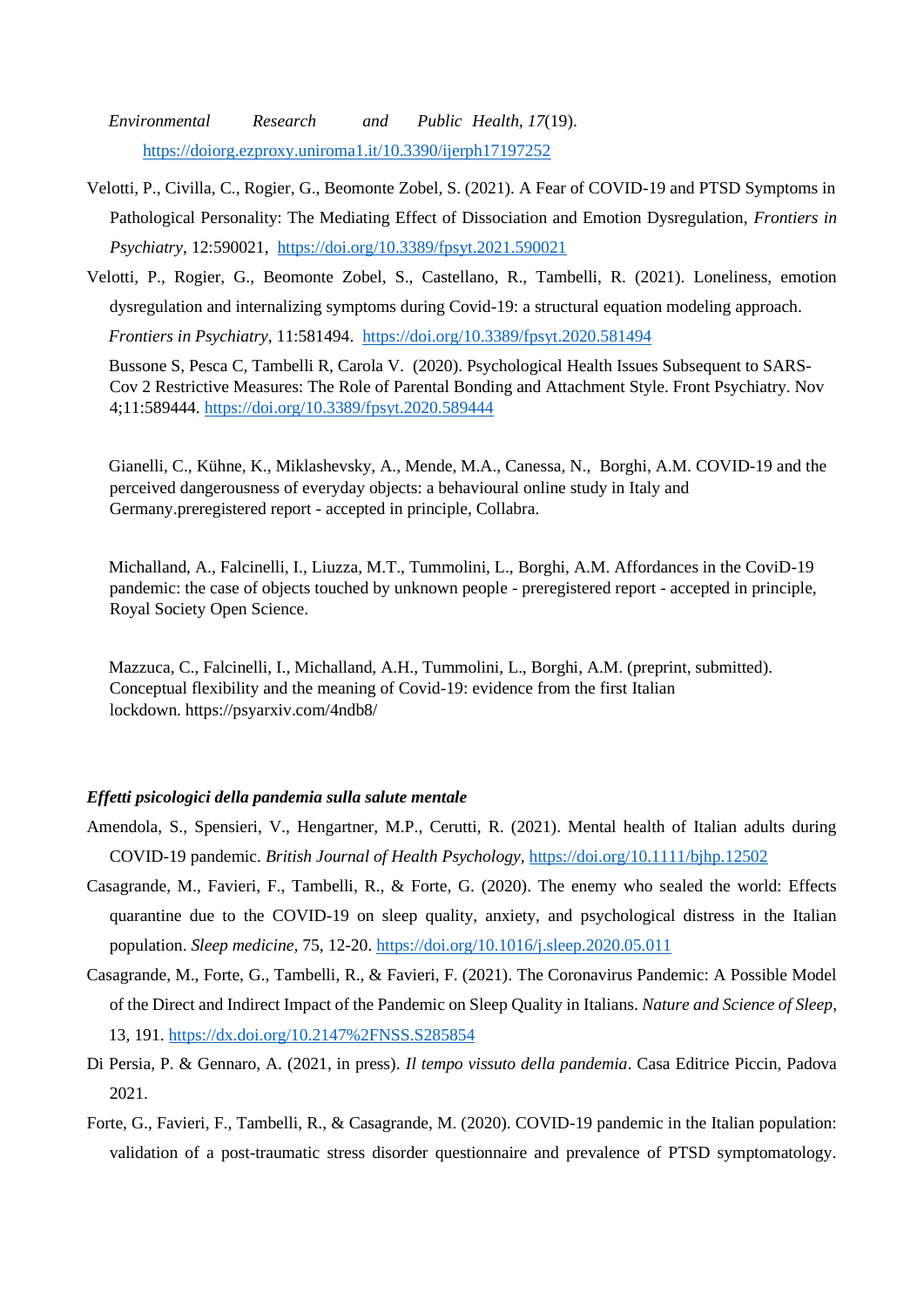*Environmental Research and Public Health*, *17*(19). https://doiorg.ezproxy.uniroma1.it/10.3390/ijerph17197252

Velotti, P., Civilla, C., Rogier, G., Beomonte Zobel, S. (2021). A Fear of COVID-19 and PTSD Symptoms in Pathological Personality: The Mediating Effect of Dissociation and Emotion Dysregulation, *Frontiers in Psychiatry*, 12:590021, https://doi.org/10.3389/fpsyt.2021.590021

Velotti, P., Rogier, G., Beomonte Zobel, S., Castellano, R., Tambelli, R. (2021). Loneliness, emotion dysregulation and internalizing symptoms during Covid-19: a structural equation modeling approach. *Frontiers in Psychiatry*, 11:581494. https://doi.org/10.3389/fpsyt.2020.581494

Bussone S, Pesca C, Tambelli R, Carola V. (2020). Psychological Health Issues Subsequent to SARS-Cov 2 Restrictive Measures: The Role of Parental Bonding and Attachment Style. Front Psychiatry. Nov 4;11:589444. https://doi.org/10.3389/fpsyt.2020.589444

Gianelli, C., Kühne, K., Miklashevsky, A., Mende, M.A., Canessa, N., Borghi, A.M. COVID-19 and the perceived dangerousness of everyday objects: a behavioural online study in Italy and Germany.preregistered report - accepted in principle, Collabra.

Michalland, A., Falcinelli, I., Liuzza, M.T., Tummolini, L., Borghi, A.M. Affordances in the CoviD-19 pandemic: the case of objects touched by unknown people - preregistered report - accepted in principle, Royal Society Open Science.

Mazzuca, C., Falcinelli, I., Michalland, A.H., Tummolini, L., Borghi, A.M. (preprint, submitted). Conceptual flexibility and the meaning of Covid-19: evidence from the first Italian lockdown. https://psyarxiv.com/4ndb8/

***Effetti psicologici della pandemia sulla salute mentale***

Amendola, S., Spensieri, V., Hengartner, M.P., Cerutti, R. (2021). Mental health of Italian adults during COVID-19 pandemic. *British Journal of Health Psychology*, https://doi.org/10.1111/bjhp.12502

Casagrande, M., Favieri, F., Tambelli, R., & Forte, G. (2020). The enemy who sealed the world: Effects quarantine due to the COVID-19 on sleep quality, anxiety, and psychological distress in the Italian population. *Sleep medicine*, 75, 12-20. https://doi.org/10.1016/j.sleep.2020.05.011

Casagrande, M., Forte, G., Tambelli, R., & Favieri, F. (2021). The Coronavirus Pandemic: A Possible Model of the Direct and Indirect Impact of the Pandemic on Sleep Quality in Italians. *Nature and Science of Sleep*, 13, 191. https://dx.doi.org/10.2147%2FNSS.S285854

Di Persia, P. & Gennaro, A. (2021, in press). *Il tempo vissuto della pandemia*. Casa Editrice Piccin, Padova 2021.

Forte, G., Favieri, F., Tambelli, R., & Casagrande, M. (2020). COVID-19 pandemic in the Italian population: validation of a post-traumatic stress disorder questionnaire and prevalence of PTSD symptomatology.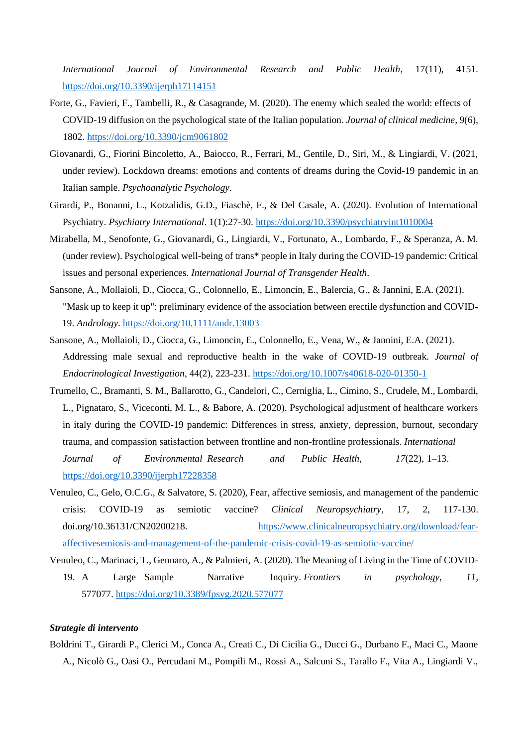*International Journal of Environmental Research and Public Health*, 17(11), 4151. https://doi.org/10.3390/ijerph17114151

Forte, G., Favieri, F., Tambelli, R., & Casagrande, M. (2020). The enemy which sealed the world: effects of COVID-19 diffusion on the psychological state of the Italian population. *Journal of clinical medicine*, 9(6), 1802. https://doi.org/10.3390/jcm9061802

Giovanardi, G., Fiorini Bincoletto, A., Baiocco, R., Ferrari, M., Gentile, D., Siri, M., & Lingiardi, V. (2021, under review). Lockdown dreams: emotions and contents of dreams during the Covid-19 pandemic in an Italian sample. *Psychoanalytic Psychology*.

Girardi, P., Bonanni, L., Kotzalidis, G.D., Fiaschè, F., & Del Casale, A. (2020). Evolution of International Psychiatry. *Psychiatry International*. 1(1):27-30. https://doi.org/10.3390/psychiatryint1010004

Mirabella, M., Senofonte, G., Giovanardi, G., Lingiardi, V., Fortunato, A., Lombardo, F., & Speranza, A. M. (under review). Psychological well-being of trans* people in Italy during the COVID-19 pandemic: Critical issues and personal experiences. *International Journal of Transgender Health*.

Sansone, A., Mollaioli, D., Ciocca, G., Colonnello, E., Limoncin, E., Balercia, G., & Jannini, E.A. (2021). "Mask up to keep it up": preliminary evidence of the association between erectile dysfunction and COVID-19. *Andrology*. https://doi.org/10.1111/andr.13003

Sansone, A., Mollaioli, D., Ciocca, G., Limoncin, E., Colonnello, E., Vena, W., & Jannini, E.A. (2021). Addressing male sexual and reproductive health in the wake of COVID-19 outbreak. *Journal of Endocrinological Investigation*, 44(2), 223-231. https://doi.org/10.1007/s40618-020-01350-1

Trumello, C., Bramanti, S. M., Ballarotto, G., Candelori, C., Cerniglia, L., Cimino, S., Crudele, M., Lombardi, L., Pignataro, S., Viceconti, M. L., & Babore, A. (2020). Psychological adjustment of healthcare workers in italy during the COVID-19 pandemic: Differences in stress, anxiety, depression, burnout, secondary trauma, and compassion satisfaction between frontline and non-frontline professionals. *International Journal of Environmental Research and Public Health*, *17*(22), 1–13. https://doi.org/10.3390/ijerph17228358

Venuleo, C., Gelo, O.C.G., & Salvatore, S. (2020), Fear, affective semiosis, and management of the pandemic crisis: COVID-19 as semiotic vaccine? *Clinical Neuropsychiatry*, 17, 2, 117-130. doi.org/10.36131/CN20200218. https://www.clinicalneuropsychiatry.org/download/fear-affectivesemiosis-and-management-of-the-pandemic-crisis-covid-19-as-semiotic-vaccine/

Venuleo, C., Marinaci, T., Gennaro, A., & Palmieri, A. (2020). The Meaning of Living in the Time of COVID-19. A Large Sample Narrative Inquiry. *Frontiers in psychology*, *11*, 577077. https://doi.org/10.3389/fpsyg.2020.577077

***Strategie di intervento***

Boldrini T., Girardi P., Clerici M., Conca A., Creati C., Di Cicilia G., Ducci G., Durbano F., Maci C., Maone A., Nicolò G., Oasi O., Percudani M., Pompili M., Rossi A., Salcuni S., Tarallo F., Vita A., Lingiardi V.,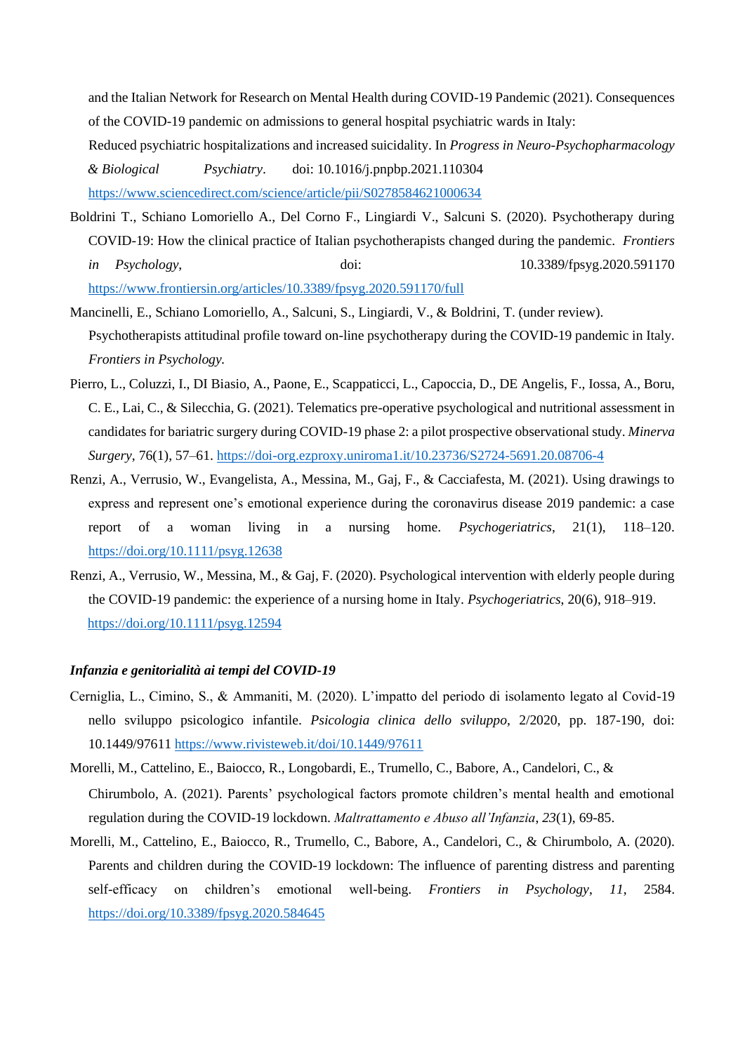and the Italian Network for Research on Mental Health during COVID-19 Pandemic (2021). Consequences of the COVID-19 pandemic on admissions to general hospital psychiatric wards in Italy: Reduced psychiatric hospitalizations and increased suicidality. In *Progress in Neuro-Psychopharmacology & Biological Psychiatry*. doi: 10.1016/j.pnpbp.2021.110304 https://www.sciencedirect.com/science/article/pii/S0278584621000634

Boldrini T., Schiano Lomoriello A., Del Corno F., Lingiardi V., Salcuni S. (2020). Psychotherapy during COVID-19: How the clinical practice of Italian psychotherapists changed during the pandemic. *Frontiers in Psychology*, doi: 10.3389/fpsyg.2020.591170 https://www.frontiersin.org/articles/10.3389/fpsyg.2020.591170/full

Mancinelli, E., Schiano Lomoriello, A., Salcuni, S., Lingiardi, V., & Boldrini, T. (under review). Psychotherapists attitudinal profile toward on-line psychotherapy during the COVID-19 pandemic in Italy. *Frontiers in Psychology.*

Pierro, L., Coluzzi, I., DI Biasio, A., Paone, E., Scappaticci, L., Capoccia, D., DE Angelis, F., Iossa, A., Boru, C. E., Lai, C., & Silecchia, G. (2021). Telematics pre-operative psychological and nutritional assessment in candidates for bariatric surgery during COVID-19 phase 2: a pilot prospective observational study. *Minerva Surgery*, 76(1), 57–61. https://doi-org.ezproxy.uniroma1.it/10.23736/S2724-5691.20.08706-4

Renzi, A., Verrusio, W., Evangelista, A., Messina, M., Gaj, F., & Cacciafesta, M. (2021). Using drawings to express and represent one's emotional experience during the coronavirus disease 2019 pandemic: a case report of a woman living in a nursing home. *Psychogeriatrics*, 21(1), 118–120. https://doi.org/10.1111/psyg.12638

Renzi, A., Verrusio, W., Messina, M., & Gaj, F. (2020). Psychological intervention with elderly people during the COVID-19 pandemic: the experience of a nursing home in Italy. *Psychogeriatrics*, 20(6), 918–919. https://doi.org/10.1111/psyg.12594

### *Infanzia e genitorialità ai tempi del COVID-19*

Cerniglia, L., Cimino, S., & Ammaniti, M. (2020). L'impatto del periodo di isolamento legato al Covid-19 nello sviluppo psicologico infantile. *Psicologia clinica dello sviluppo*, 2/2020, pp. 187-190, doi: 10.1449/97611 https://www.rivisteweb.it/doi/10.1449/97611

Morelli, M., Cattelino, E., Baiocco, R., Longobardi, E., Trumello, C., Babore, A., Candelori, C., & Chirumbolo, A. (2021). Parents' psychological factors promote children's mental health and emotional regulation during the COVID-19 lockdown. *Maltrattamento e Abuso all'Infanzia*, *23*(1), 69-85.

Morelli, M., Cattelino, E., Baiocco, R., Trumello, C., Babore, A., Candelori, C., & Chirumbolo, A. (2020). Parents and children during the COVID-19 lockdown: The influence of parenting distress and parenting self-efficacy on children's emotional well-being. *Frontiers in Psychology*, *11*, 2584. https://doi.org/10.3389/fpsyg.2020.584645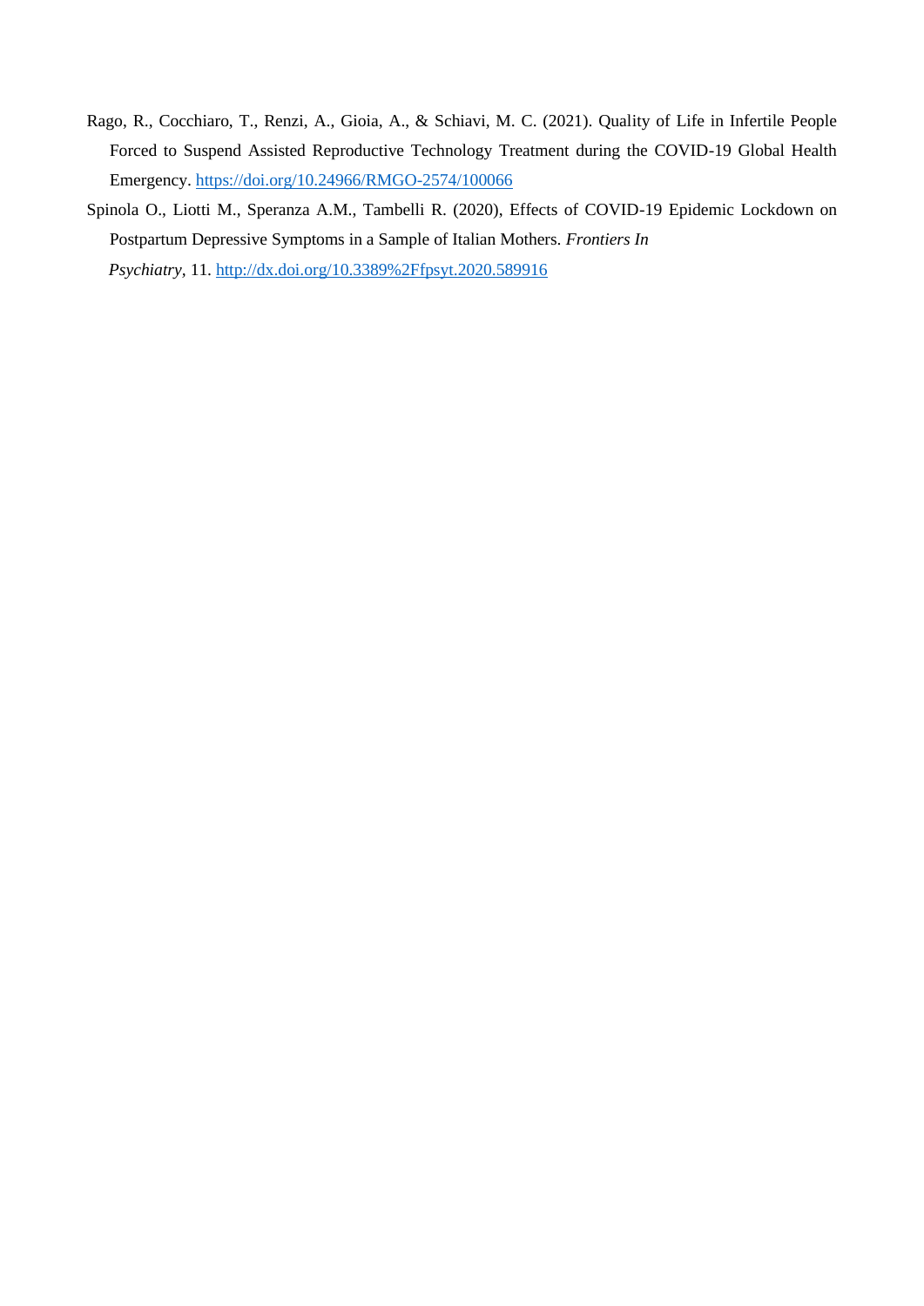Rago, R., Cocchiaro, T., Renzi, A., Gioia, A., & Schiavi, M. C. (2021). Quality of Life in Infertile People Forced to Suspend Assisted Reproductive Technology Treatment during the COVID-19 Global Health Emergency. https://doi.org/10.24966/RMGO-2574/100066

Spinola O., Liotti M., Speranza A.M., Tambelli R. (2020), Effects of COVID-19 Epidemic Lockdown on Postpartum Depressive Symptoms in a Sample of Italian Mothers. *Frontiers In Psychiatry*, 11. http://dx.doi.org/10.3389%2Ffpsyt.2020.589916